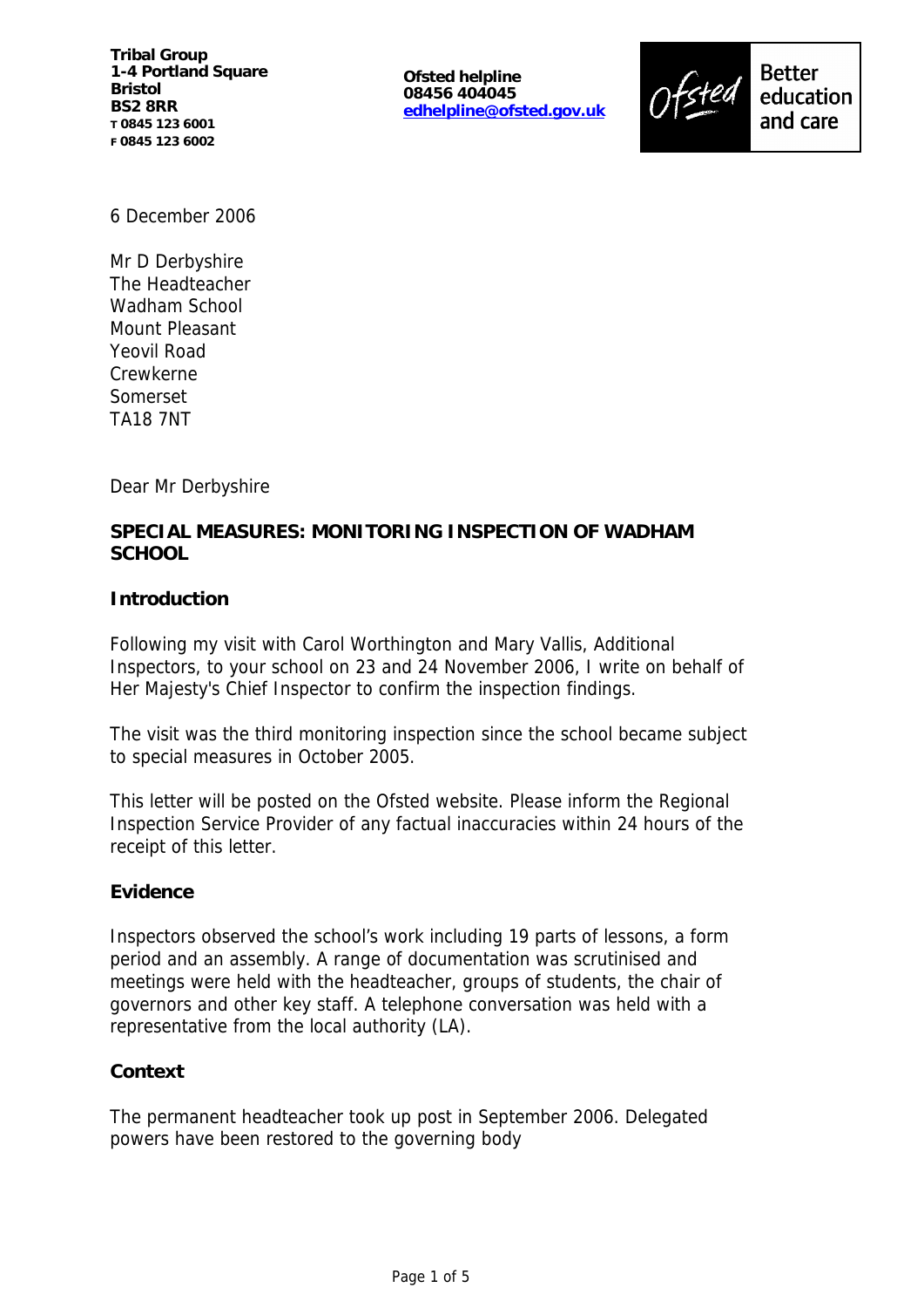**Tribal Group**
**1-4 Portland Square**
**Bristol**
**BS2 8RR**
**T 0845 123 6001**
**F 0845 123 6002**

**Ofsted helpline**
**08456 404045**
**edhelpline@ofsted.gov.uk**

Ofsted Better education and care

6 December 2006

Mr D Derbyshire
The Headteacher
Wadham School
Mount Pleasant
Yeovil Road
Crewkerne
Somerset
TA18 7NT

Dear Mr Derbyshire

**SPECIAL MEASURES: MONITORING INSPECTION OF WADHAM SCHOOL**

**Introduction**

Following my visit with Carol Worthington and Mary Vallis, Additional Inspectors, to your school on 23 and 24 November 2006, I write on behalf of Her Majesty's Chief Inspector to confirm the inspection findings.

The visit was the third monitoring inspection since the school became subject to special measures in October 2005.

This letter will be posted on the Ofsted website. Please inform the Regional Inspection Service Provider of any factual inaccuracies within 24 hours of the receipt of this letter.

**Evidence**

Inspectors observed the school's work including 19 parts of lessons, a form period and an assembly. A range of documentation was scrutinised and meetings were held with the headteacher, groups of students, the chair of governors and other key staff. A telephone conversation was held with a representative from the local authority (LA).

**Context**

The permanent headteacher took up post in September 2006. Delegated powers have been restored to the governing body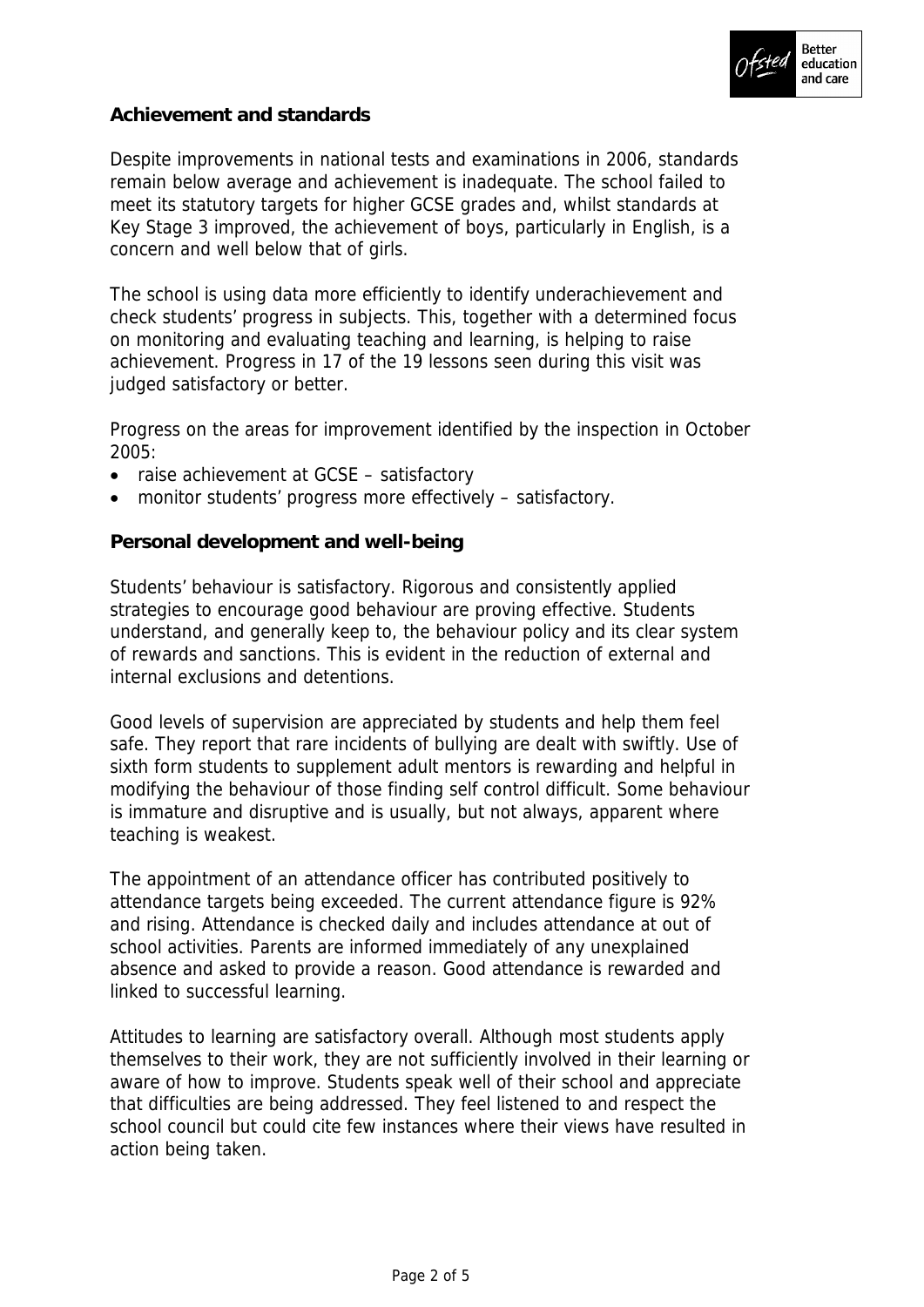## Achievement and standards

Despite improvements in national tests and examinations in 2006, standards remain below average and achievement is inadequate. The school failed to meet its statutory targets for higher GCSE grades and, whilst standards at Key Stage 3 improved, the achievement of boys, particularly in English, is a concern and well below that of girls.

The school is using data more efficiently to identify underachievement and check students' progress in subjects. This, together with a determined focus on monitoring and evaluating teaching and learning, is helping to raise achievement. Progress in 17 of the 19 lessons seen during this visit was judged satisfactory or better.

Progress on the areas for improvement identified by the inspection in October 2005:

- raise achievement at GCSE – satisfactory
- monitor students' progress more effectively – satisfactory.

## Personal development and well-being

Students' behaviour is satisfactory. Rigorous and consistently applied strategies to encourage good behaviour are proving effective. Students understand, and generally keep to, the behaviour policy and its clear system of rewards and sanctions. This is evident in the reduction of external and internal exclusions and detentions.

Good levels of supervision are appreciated by students and help them feel safe. They report that rare incidents of bullying are dealt with swiftly. Use of sixth form students to supplement adult mentors is rewarding and helpful in modifying the behaviour of those finding self control difficult. Some behaviour is immature and disruptive and is usually, but not always, apparent where teaching is weakest.

The appointment of an attendance officer has contributed positively to attendance targets being exceeded. The current attendance figure is 92% and rising. Attendance is checked daily and includes attendance at out of school activities. Parents are informed immediately of any unexplained absence and asked to provide a reason. Good attendance is rewarded and linked to successful learning.

Attitudes to learning are satisfactory overall. Although most students apply themselves to their work, they are not sufficiently involved in their learning or aware of how to improve. Students speak well of their school and appreciate that difficulties are being addressed. They feel listened to and respect the school council but could cite few instances where their views have resulted in action being taken.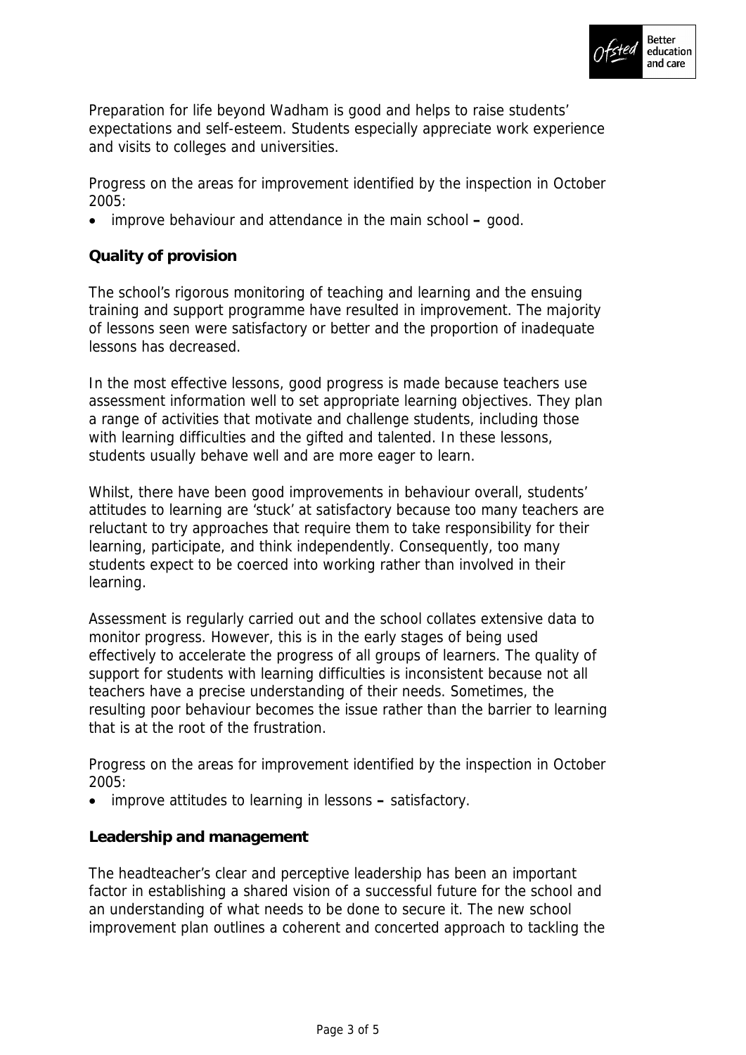Preparation for life beyond Wadham is good and helps to raise students' expectations and self-esteem. Students especially appreciate work experience and visits to colleges and universities.

Progress on the areas for improvement identified by the inspection in October 2005:

- improve behaviour and attendance in the main school **–** good.

**Quality of provision**

The school's rigorous monitoring of teaching and learning and the ensuing training and support programme have resulted in improvement. The majority of lessons seen were satisfactory or better and the proportion of inadequate lessons has decreased.

In the most effective lessons, good progress is made because teachers use assessment information well to set appropriate learning objectives. They plan a range of activities that motivate and challenge students, including those with learning difficulties and the gifted and talented. In these lessons, students usually behave well and are more eager to learn.

Whilst, there have been good improvements in behaviour overall, students' attitudes to learning are 'stuck' at satisfactory because too many teachers are reluctant to try approaches that require them to take responsibility for their learning, participate, and think independently. Consequently, too many students expect to be coerced into working rather than involved in their learning.

Assessment is regularly carried out and the school collates extensive data to monitor progress. However, this is in the early stages of being used effectively to accelerate the progress of all groups of learners. The quality of support for students with learning difficulties is inconsistent because not all teachers have a precise understanding of their needs. Sometimes, the resulting poor behaviour becomes the issue rather than the barrier to learning that is at the root of the frustration.

Progress on the areas for improvement identified by the inspection in October 2005:

- improve attitudes to learning in lessons **–** satisfactory.

**Leadership and management**

The headteacher's clear and perceptive leadership has been an important factor in establishing a shared vision of a successful future for the school and an understanding of what needs to be done to secure it. The new school improvement plan outlines a coherent and concerted approach to tackling the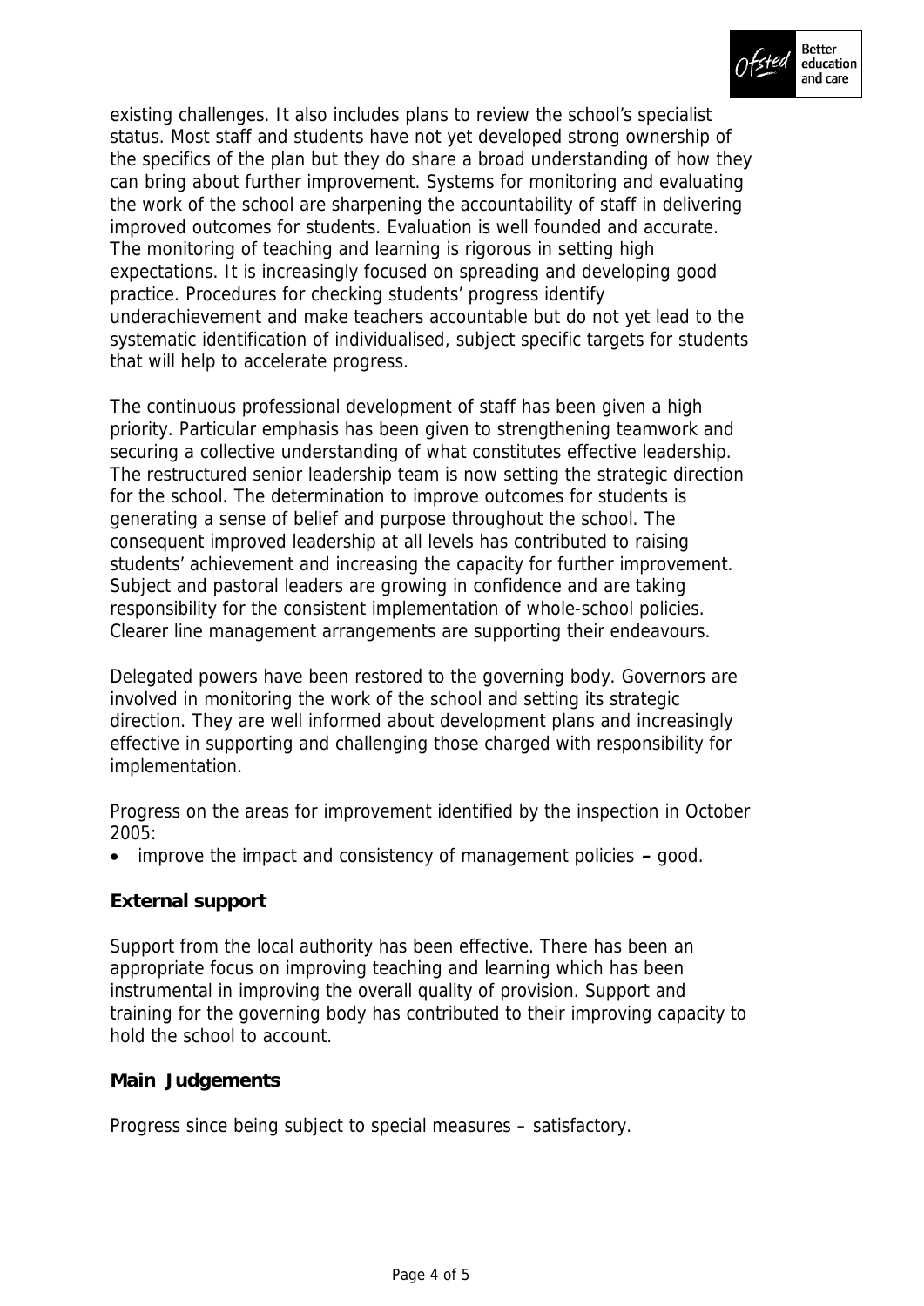existing challenges. It also includes plans to review the school's specialist status. Most staff and students have not yet developed strong ownership of the specifics of the plan but they do share a broad understanding of how they can bring about further improvement. Systems for monitoring and evaluating the work of the school are sharpening the accountability of staff in delivering improved outcomes for students. Evaluation is well founded and accurate. The monitoring of teaching and learning is rigorous in setting high expectations. It is increasingly focused on spreading and developing good practice. Procedures for checking students' progress identify underachievement and make teachers accountable but do not yet lead to the systematic identification of individualised, subject specific targets for students that will help to accelerate progress.

The continuous professional development of staff has been given a high priority. Particular emphasis has been given to strengthening teamwork and securing a collective understanding of what constitutes effective leadership. The restructured senior leadership team is now setting the strategic direction for the school. The determination to improve outcomes for students is generating a sense of belief and purpose throughout the school. The consequent improved leadership at all levels has contributed to raising students' achievement and increasing the capacity for further improvement. Subject and pastoral leaders are growing in confidence and are taking responsibility for the consistent implementation of whole-school policies. Clearer line management arrangements are supporting their endeavours.

Delegated powers have been restored to the governing body. Governors are involved in monitoring the work of the school and setting its strategic direction. They are well informed about development plans and increasingly effective in supporting and challenging those charged with responsibility for implementation.

Progress on the areas for improvement identified by the inspection in October 2005:

- improve the impact and consistency of management policies **–** good.

**External support**

Support from the local authority has been effective. There has been an appropriate focus on improving teaching and learning which has been instrumental in improving the overall quality of provision. Support and training for the governing body has contributed to their improving capacity to hold the school to account.

**Main Judgements**

Progress since being subject to special measures – satisfactory.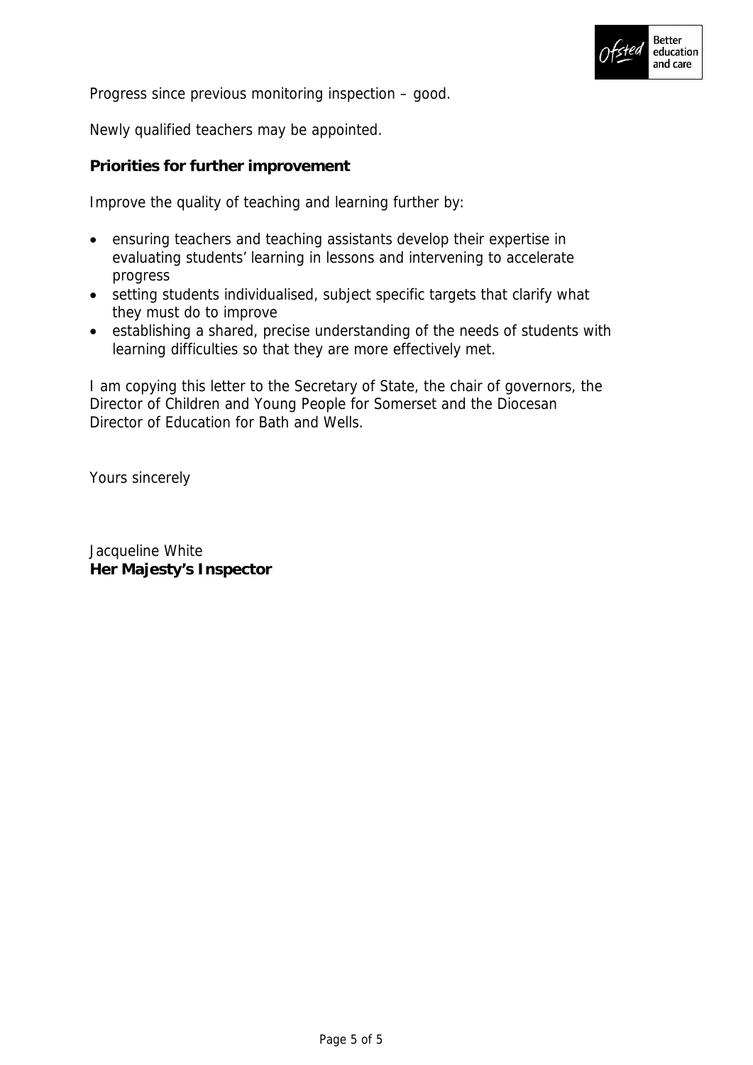Progress since previous monitoring inspection – good.

Newly qualified teachers may be appointed.

**Priorities for further improvement**

Improve the quality of teaching and learning further by:

- ensuring teachers and teaching assistants develop their expertise in evaluating students' learning in lessons and intervening to accelerate progress
- setting students individualised, subject specific targets that clarify what they must do to improve
- establishing a shared, precise understanding of the needs of students with learning difficulties so that they are more effectively met.

I am copying this letter to the Secretary of State, the chair of governors, the Director of Children and Young People for Somerset and the Diocesan Director of Education for Bath and Wells.

Yours sincerely

Jacqueline White
**Her Majesty's Inspector**